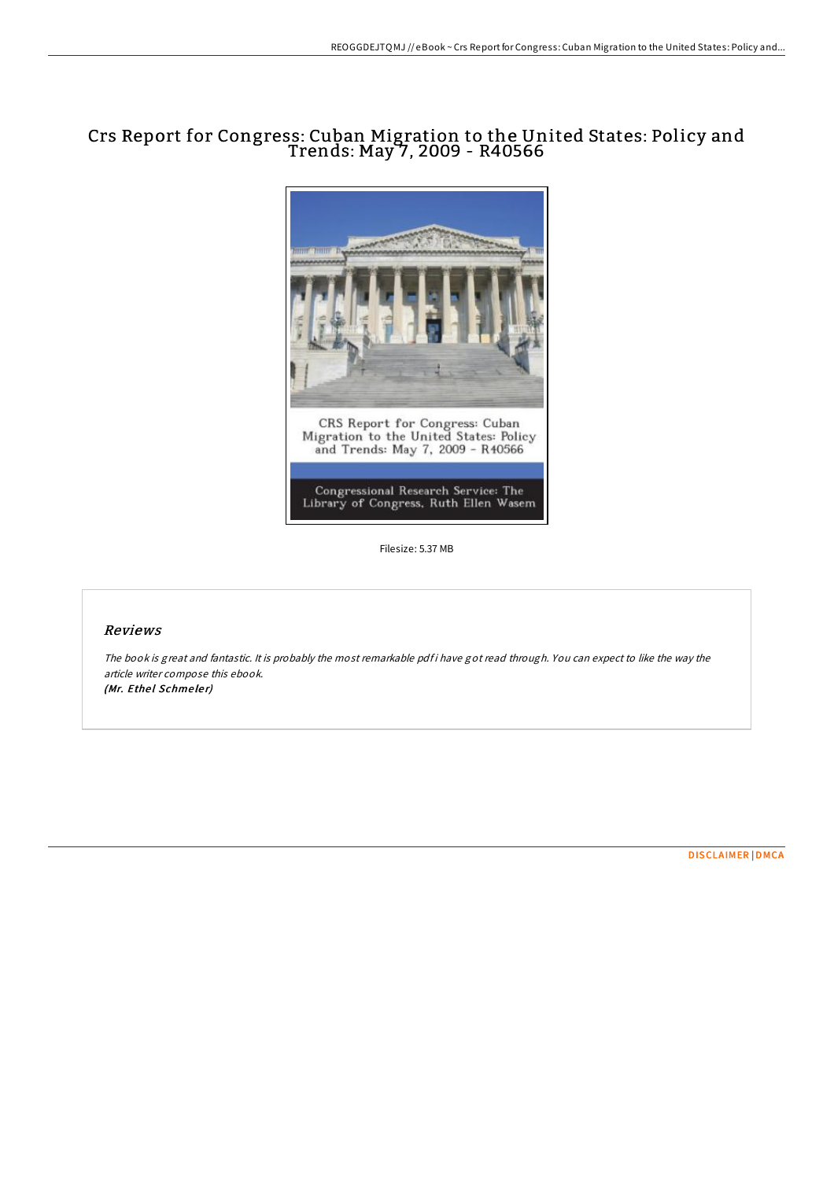# Crs Report for Congress: Cuban Migration to the United States: Policy and Trends: May 7, 2009 - R40566

Filesize: 5.37 MB

## Reviews

*The book is great and fantastic. It is probably the most remarkable pdf i have got read through. You can expect to like the way the article writer compose this ebook.*
***(Mr. Ethel Schmeler)***

DISCLAIMER | DMCA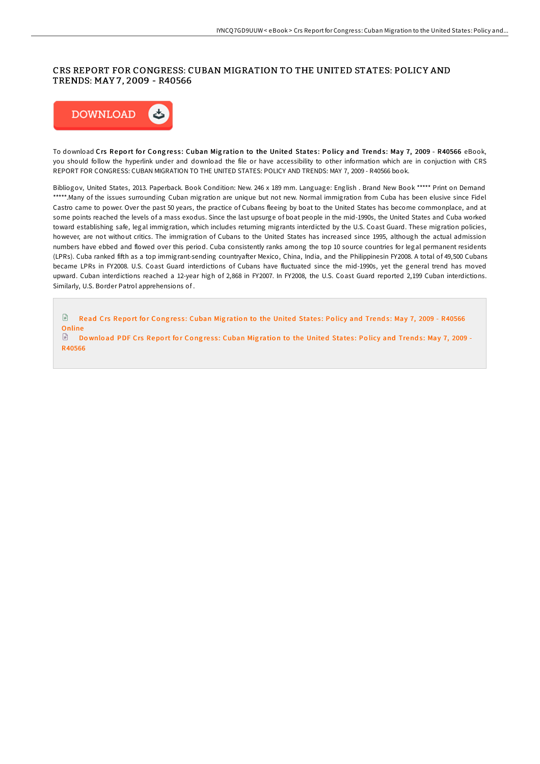# CRS REPORT FOR CONGRESS: CUBAN MIGRATION TO THE UNITED STATES: POLICY AND TRENDS: MAY 7, 2009 - R40566

DOWNLOAD

To download **Crs Report for Congress: Cuban Migration to the United States: Policy and Trends: May 7, 2009 - R40566** eBook, you should follow the hyperlink under and download the file or have accessibility to other information which are in conjuction with CRS REPORT FOR CONGRESS: CUBAN MIGRATION TO THE UNITED STATES: POLICY AND TRENDS: MAY 7, 2009 - R40566 book.

Bibliogov, United States, 2013. Paperback. Book Condition: New. 246 x 189 mm. Language: English . Brand New Book ***** Print on Demand *****.Many of the issues surrounding Cuban migration are unique but not new. Normal immigration from Cuba has been elusive since Fidel Castro came to power. Over the past 50 years, the practice of Cubans fleeing by boat to the United States has become commonplace, and at some points reached the levels of a mass exodus. Since the last upsurge of boat people in the mid-1990s, the United States and Cuba worked toward establishing safe, legal immigration, which includes returning migrants interdicted by the U.S. Coast Guard. These migration policies, however, are not without critics. The immigration of Cubans to the United States has increased since 1995, although the actual admission numbers have ebbed and flowed over this period. Cuba consistently ranks among the top 10 source countries for legal permanent residents (LPRs). Cuba ranked fifth as a top immigrant-sending countryafter Mexico, China, India, and the Philippinesin FY2008. A total of 49,500 Cubans became LPRs in FY2008. U.S. Coast Guard interdictions of Cubans have fluctuated since the mid-1990s, yet the general trend has moved upward. Cuban interdictions reached a 12-year high of 2,868 in FY2007. In FY2008, the U.S. Coast Guard reported 2,199 Cuban interdictions. Similarly, U.S. Border Patrol apprehensions of .

Read Crs Report for Congress: Cuban Migration to the United States: Policy and Trends: May 7, 2009 - R40566 Online

Download PDF Crs Report for Congress: Cuban Migration to the United States: Policy and Trends: May 7, 2009 - R40566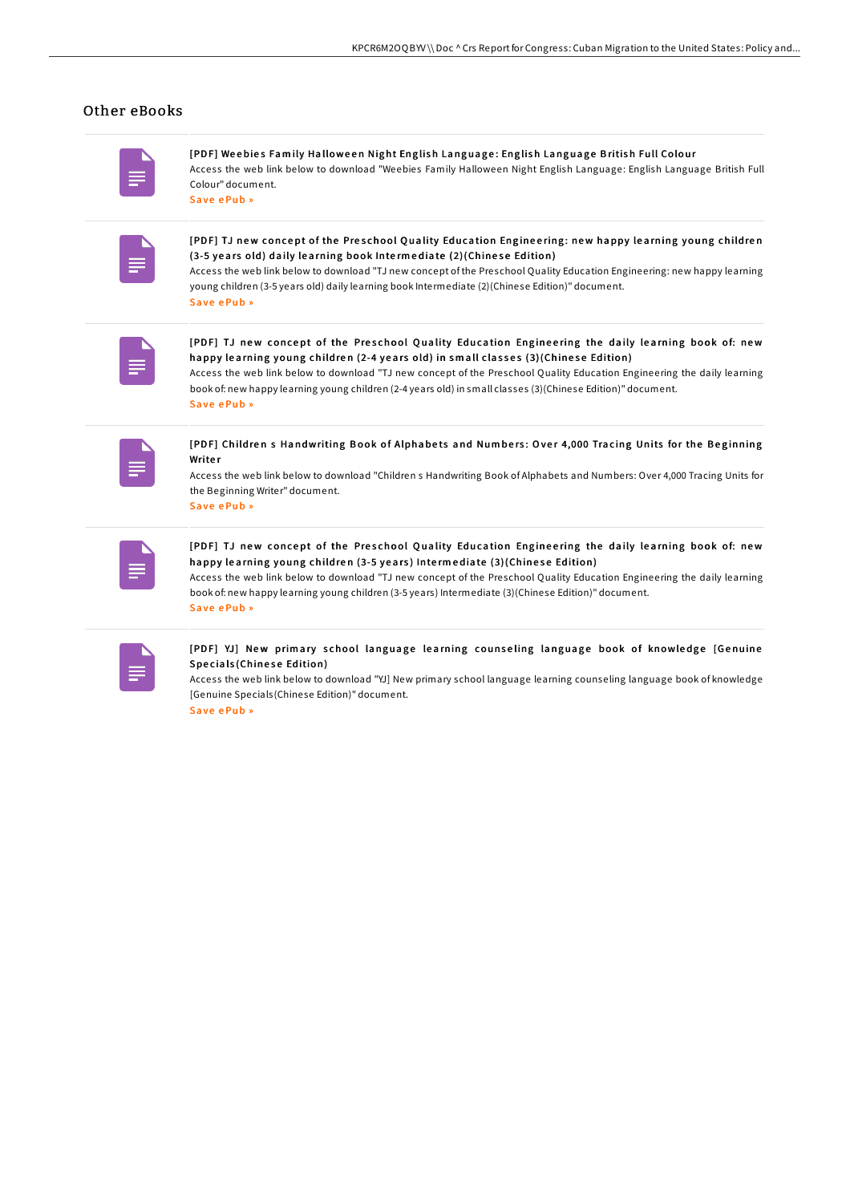## Other eBooks

**[PDF] Weebies Family Halloween Night English Language: English Language British Full Colour**
Access the web link below to download "Weebies Family Halloween Night English Language: English Language British Full Colour" document.
Save ePub »

**[PDF] TJ new concept of the Preschool Quality Education Engineering: new happy learning young children (3-5 years old) daily learning book Intermediate (2)(Chinese Edition)**
Access the web link below to download "TJ new concept of the Preschool Quality Education Engineering: new happy learning young children (3-5 years old) daily learning book Intermediate (2)(Chinese Edition)" document.
Save ePub »

**[PDF] TJ new concept of the Preschool Quality Education Engineering the daily learning book of: new happy learning young children (2-4 years old) in small classes (3)(Chinese Edition)**
Access the web link below to download "TJ new concept of the Preschool Quality Education Engineering the daily learning book of: new happy learning young children (2-4 years old) in small classes (3)(Chinese Edition)" document.
Save ePub »

**[PDF] Children s Handwriting Book of Alphabets and Numbers: Over 4,000 Tracing Units for the Beginning Writer**
Access the web link below to download "Children s Handwriting Book of Alphabets and Numbers: Over 4,000 Tracing Units for the Beginning Writer" document.
Save ePub »

**[PDF] TJ new concept of the Preschool Quality Education Engineering the daily learning book of: new happy learning young children (3-5 years) Intermediate (3)(Chinese Edition)**
Access the web link below to download "TJ new concept of the Preschool Quality Education Engineering the daily learning book of: new happy learning young children (3-5 years) Intermediate (3)(Chinese Edition)" document.
Save ePub »

**[PDF] YJ] New primary school language learning counseling language book of knowledge [Genuine Specials(Chinese Edition)**
Access the web link below to download "YJ] New primary school language learning counseling language book of knowledge [Genuine Specials(Chinese Edition)" document.
Save ePub »